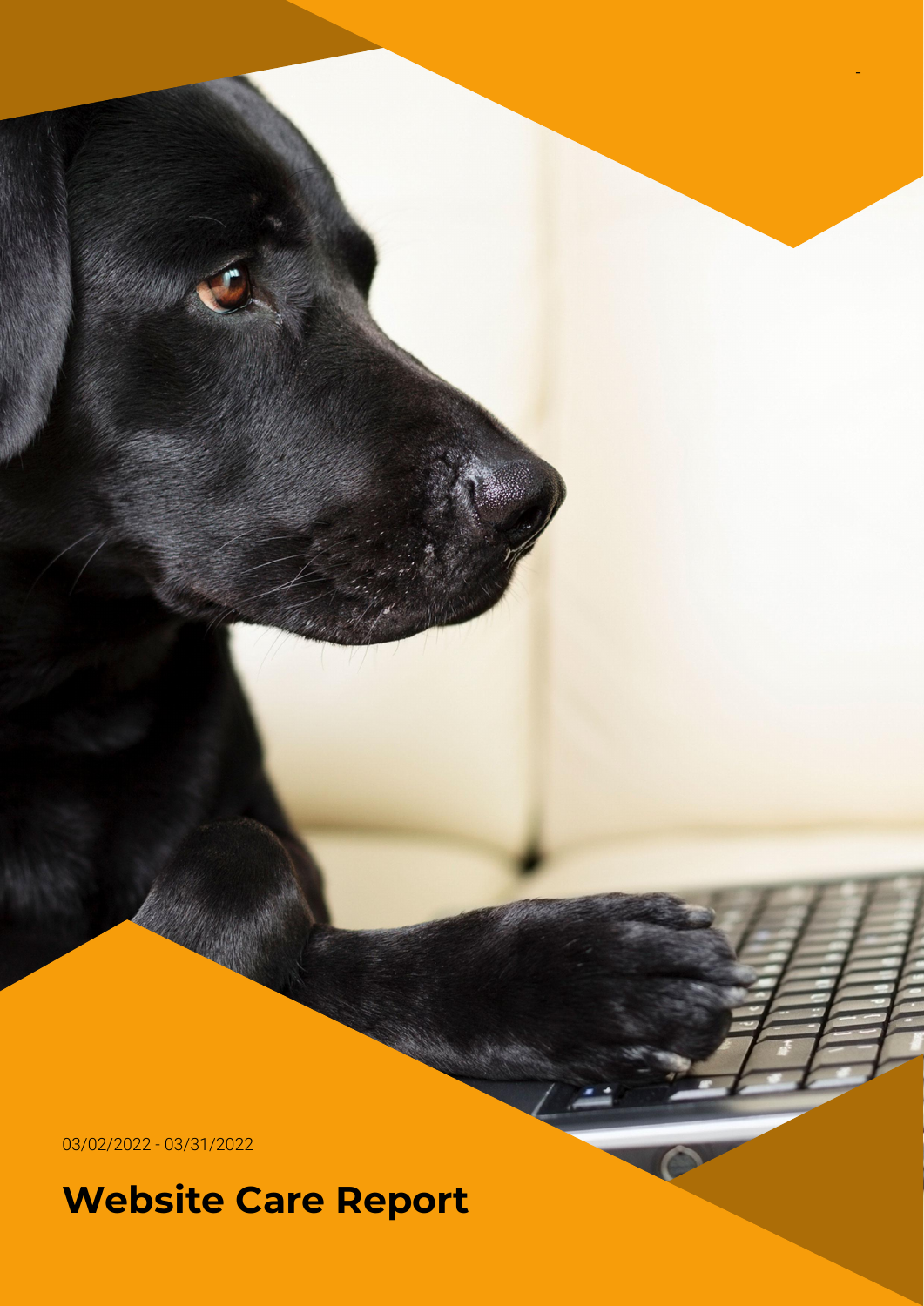03/02/2022 - 03/31/2022

# Website Care Report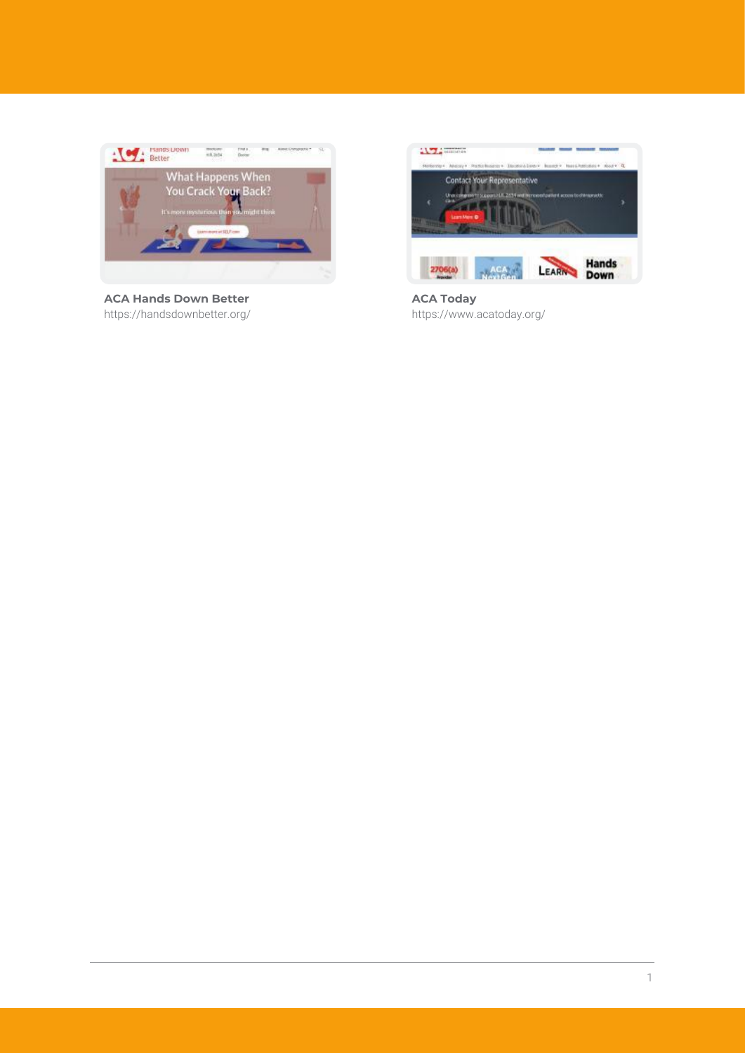**ACA Hands Down Better**
https://handsdownbetter.org/

**ACA Today**
https://www.acatoday.org/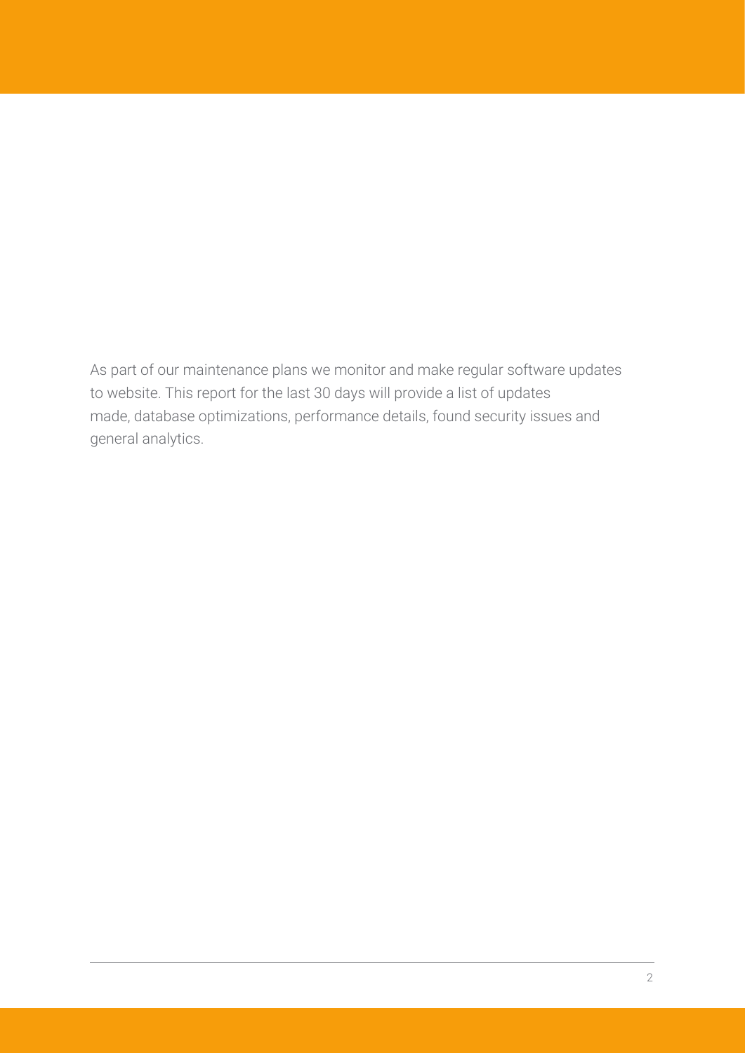As part of our maintenance plans we monitor and make regular software updates to website. This report for the last 30 days will provide a list of updates made, database optimizations, performance details, found security issues and general analytics.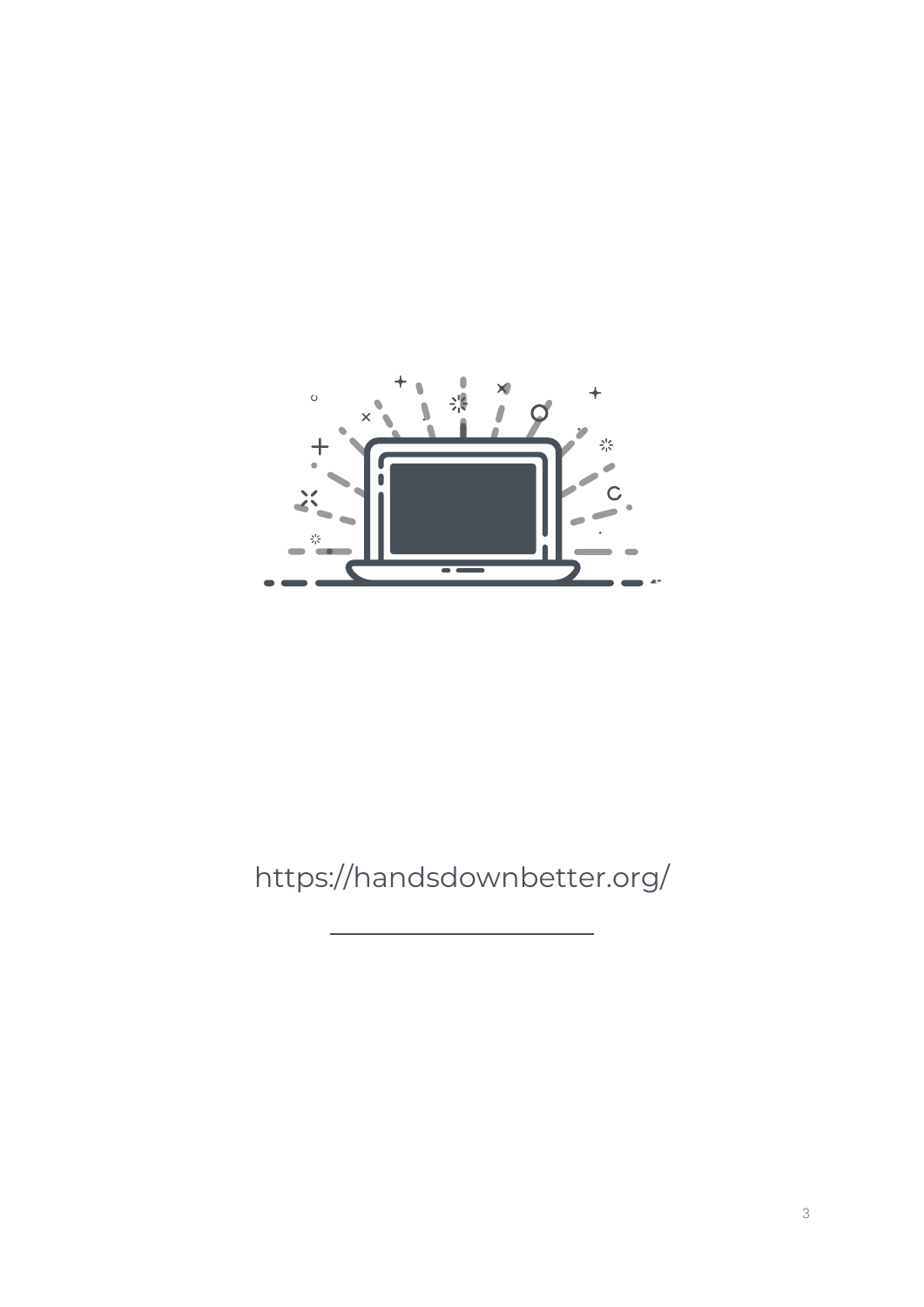https://handsdownbetter.org/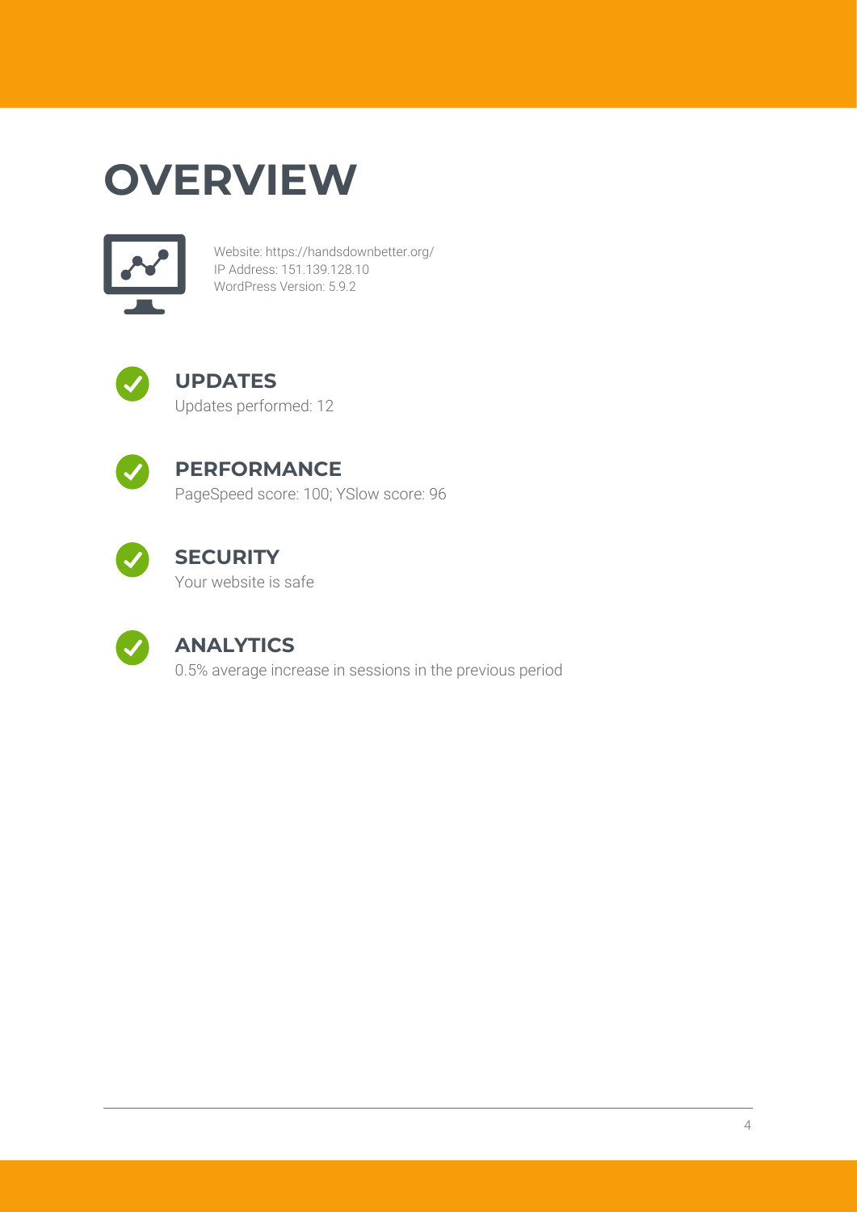# OVERVIEW

Website: https://handsdownbetter.org/
IP Address: 151.139.128.10
WordPress Version: 5.9.2

## UPDATES

Updates performed: 12

## PERFORMANCE

PageSpeed score: 100; YSlow score: 96

## SECURITY

Your website is safe

## ANALYTICS

0.5% average increase in sessions in the previous period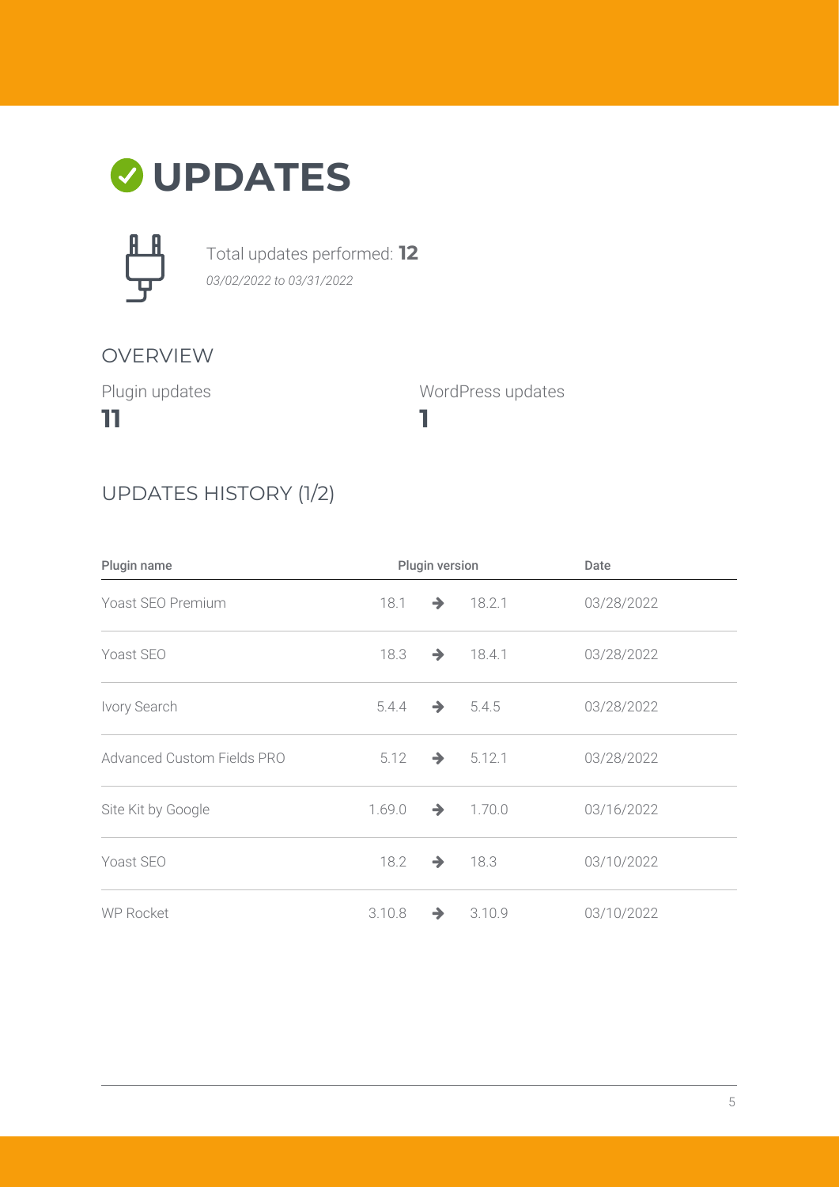# UPDATES

Total updates performed: **12**

*03/02/2022 to 03/31/2022*

## OVERVIEW

Plugin updates

**11**

WordPress updates

**1**

## UPDATES HISTORY (1/2)

| Plugin name | Plugin version | | | Date |
|---|---|---|---|---|
| Yoast SEO Premium | 18.1 | → | 18.2.1 | 03/28/2022 |
| Yoast SEO | 18.3 | → | 18.4.1 | 03/28/2022 |
| Ivory Search | 5.4.4 | → | 5.4.5 | 03/28/2022 |
| Advanced Custom Fields PRO | 5.12 | → | 5.12.1 | 03/28/2022 |
| Site Kit by Google | 1.69.0 | → | 1.70.0 | 03/16/2022 |
| Yoast SEO | 18.2 | → | 18.3 | 03/10/2022 |
| WP Rocket | 3.10.8 | → | 3.10.9 | 03/10/2022 |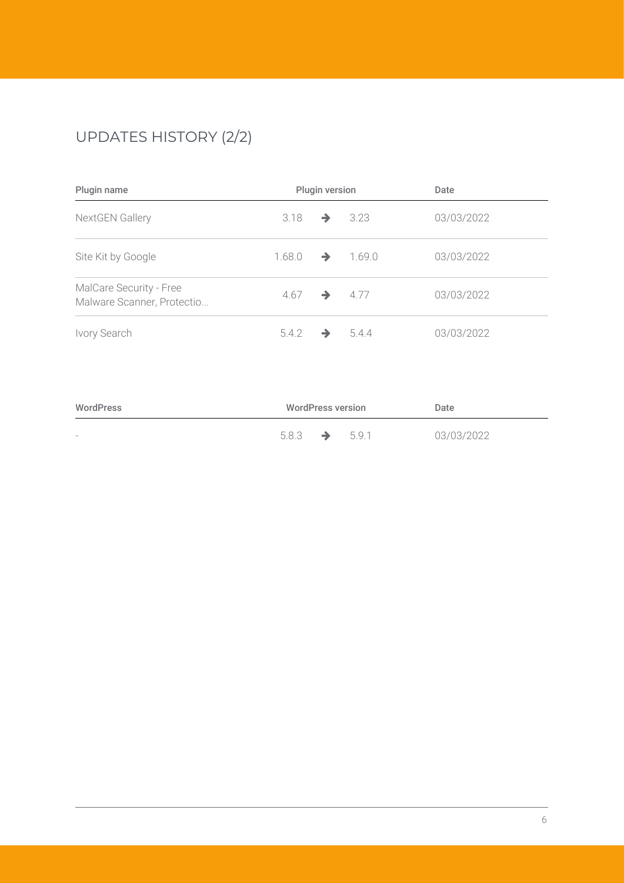## UPDATES HISTORY (2/2)

| Plugin name | Plugin version | Date |
| --- | --- | --- |
| NextGEN Gallery | 3.18 ➔ 3.23 | 03/03/2022 |
| Site Kit by Google | 1.68.0 ➔ 1.69.0 | 03/03/2022 |
| MalCare Security - Free Malware Scanner, Protectio... | 4.67 ➔ 4.77 | 03/03/2022 |
| Ivory Search | 5.4.2 ➔ 5.4.4 | 03/03/2022 |

| WordPress | WordPress version | Date |
| --- | --- | --- |
| - | 5.8.3 ➔ 5.9.1 | 03/03/2022 |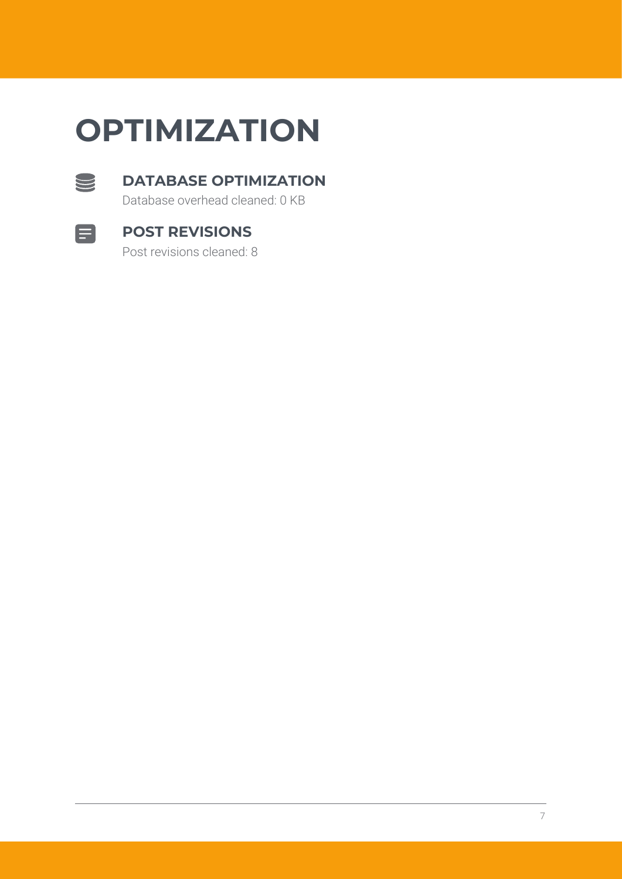# OPTIMIZATION

## DATABASE OPTIMIZATION

Database overhead cleaned: 0 KB

## POST REVISIONS

Post revisions cleaned: 8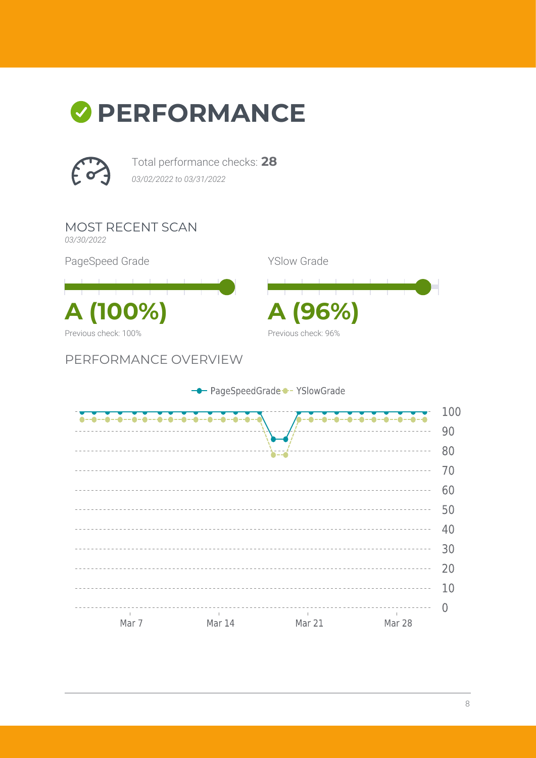# PERFORMANCE

Total performance checks: **28**

*03/02/2022 to 03/31/2022*

## MOST RECENT SCAN

*03/30/2022*

PageSpeed Grade

**A (100%)**

Previous check: 100%

YSlow Grade

**A (96%)**

Previous check: 96%

## PERFORMANCE OVERVIEW

PageSpeedGrade YSlowGrade

100
90
80
70
60
50
40
30
20
10
0

Mar 7 Mar 14 Mar 21 Mar 28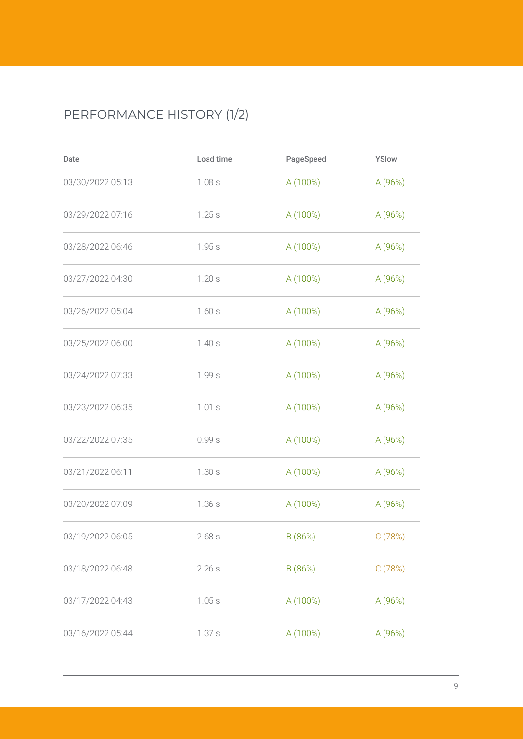## PERFORMANCE HISTORY (1/2)

| Date | Load time | PageSpeed | YSlow |
| --- | --- | --- | --- |
| 03/30/2022 05:13 | 1.08 s | A (100%) | A (96%) |
| 03/29/2022 07:16 | 1.25 s | A (100%) | A (96%) |
| 03/28/2022 06:46 | 1.95 s | A (100%) | A (96%) |
| 03/27/2022 04:30 | 1.20 s | A (100%) | A (96%) |
| 03/26/2022 05:04 | 1.60 s | A (100%) | A (96%) |
| 03/25/2022 06:00 | 1.40 s | A (100%) | A (96%) |
| 03/24/2022 07:33 | 1.99 s | A (100%) | A (96%) |
| 03/23/2022 06:35 | 1.01 s | A (100%) | A (96%) |
| 03/22/2022 07:35 | 0.99 s | A (100%) | A (96%) |
| 03/21/2022 06:11 | 1.30 s | A (100%) | A (96%) |
| 03/20/2022 07:09 | 1.36 s | A (100%) | A (96%) |
| 03/19/2022 06:05 | 2.68 s | B (86%) | C (78%) |
| 03/18/2022 06:48 | 2.26 s | B (86%) | C (78%) |
| 03/17/2022 04:43 | 1.05 s | A (100%) | A (96%) |
| 03/16/2022 05:44 | 1.37 s | A (100%) | A (96%) |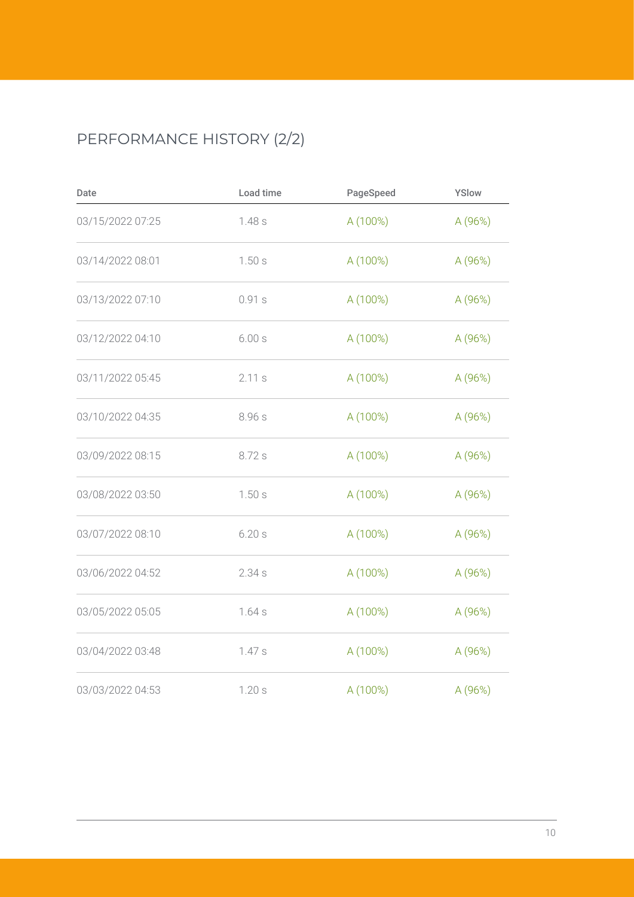## PERFORMANCE HISTORY (2/2)

| Date | Load time | PageSpeed | YSlow |
| --- | --- | --- | --- |
| 03/15/2022 07:25 | 1.48 s | A (100%) | A (96%) |
| 03/14/2022 08:01 | 1.50 s | A (100%) | A (96%) |
| 03/13/2022 07:10 | 0.91 s | A (100%) | A (96%) |
| 03/12/2022 04:10 | 6.00 s | A (100%) | A (96%) |
| 03/11/2022 05:45 | 2.11 s | A (100%) | A (96%) |
| 03/10/2022 04:35 | 8.96 s | A (100%) | A (96%) |
| 03/09/2022 08:15 | 8.72 s | A (100%) | A (96%) |
| 03/08/2022 03:50 | 1.50 s | A (100%) | A (96%) |
| 03/07/2022 08:10 | 6.20 s | A (100%) | A (96%) |
| 03/06/2022 04:52 | 2.34 s | A (100%) | A (96%) |
| 03/05/2022 05:05 | 1.64 s | A (100%) | A (96%) |
| 03/04/2022 03:48 | 1.47 s | A (100%) | A (96%) |
| 03/03/2022 04:53 | 1.20 s | A (100%) | A (96%) |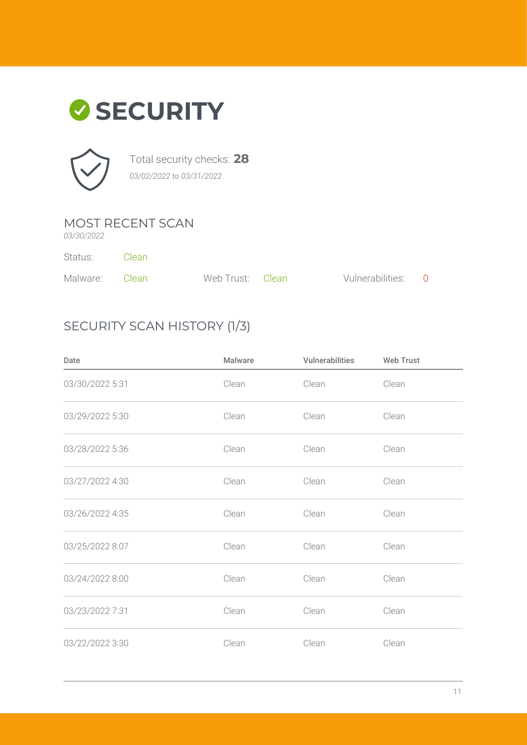# SECURITY

Total security checks: **28**

*03/02/2022 to 03/31/2022*

## MOST RECENT SCAN

*03/30/2022*

Status: Clean

Malware: Clean

Web Trust: Clean

Vulnerabilities: 0

## SECURITY SCAN HISTORY (1/3)

| Date | Malware | Vulnerabilities | Web Trust |
| --- | --- | --- | --- |
| 03/30/2022 5:31 | Clean | Clean | Clean |
| 03/29/2022 5:30 | Clean | Clean | Clean |
| 03/28/2022 5:36 | Clean | Clean | Clean |
| 03/27/2022 4:30 | Clean | Clean | Clean |
| 03/26/2022 4:35 | Clean | Clean | Clean |
| 03/25/2022 8:07 | Clean | Clean | Clean |
| 03/24/2022 8:00 | Clean | Clean | Clean |
| 03/23/2022 7:31 | Clean | Clean | Clean |
| 03/22/2022 3:30 | Clean | Clean | Clean |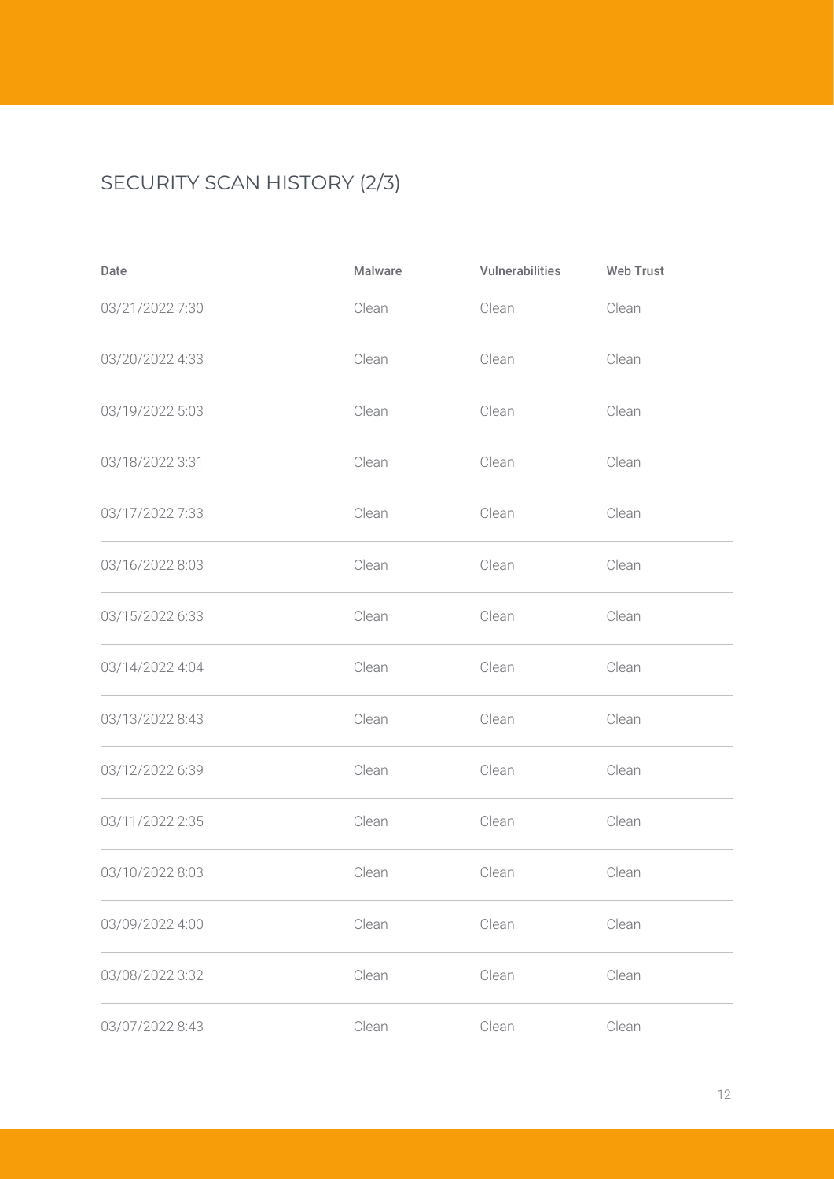## SECURITY SCAN HISTORY (2/3)

| Date | Malware | Vulnerabilities | Web Trust |
| --- | --- | --- | --- |
| 03/21/2022 7:30 | Clean | Clean | Clean |
| 03/20/2022 4:33 | Clean | Clean | Clean |
| 03/19/2022 5:03 | Clean | Clean | Clean |
| 03/18/2022 3:31 | Clean | Clean | Clean |
| 03/17/2022 7:33 | Clean | Clean | Clean |
| 03/16/2022 8:03 | Clean | Clean | Clean |
| 03/15/2022 6:33 | Clean | Clean | Clean |
| 03/14/2022 4:04 | Clean | Clean | Clean |
| 03/13/2022 8:43 | Clean | Clean | Clean |
| 03/12/2022 6:39 | Clean | Clean | Clean |
| 03/11/2022 2:35 | Clean | Clean | Clean |
| 03/10/2022 8:03 | Clean | Clean | Clean |
| 03/09/2022 4:00 | Clean | Clean | Clean |
| 03/08/2022 3:32 | Clean | Clean | Clean |
| 03/07/2022 8:43 | Clean | Clean | Clean |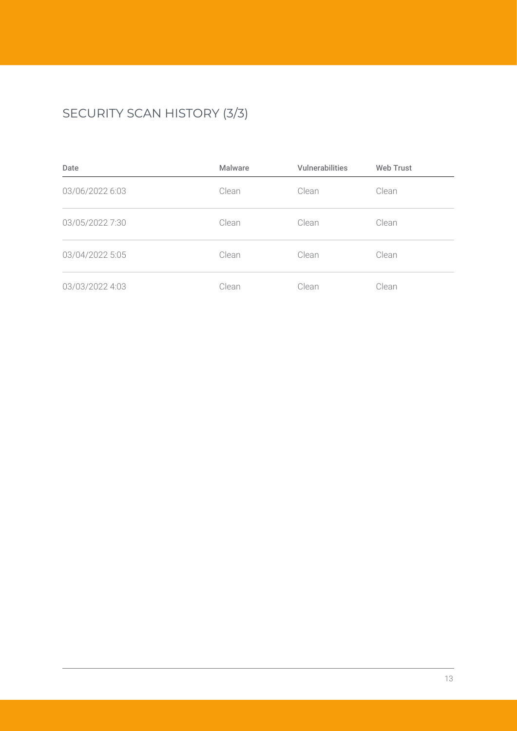## SECURITY SCAN HISTORY (3/3)

| Date | Malware | Vulnerabilities | Web Trust |
| --- | --- | --- | --- |
| 03/06/2022 6:03 | Clean | Clean | Clean |
| 03/05/2022 7:30 | Clean | Clean | Clean |
| 03/04/2022 5:05 | Clean | Clean | Clean |
| 03/03/2022 4:03 | Clean | Clean | Clean |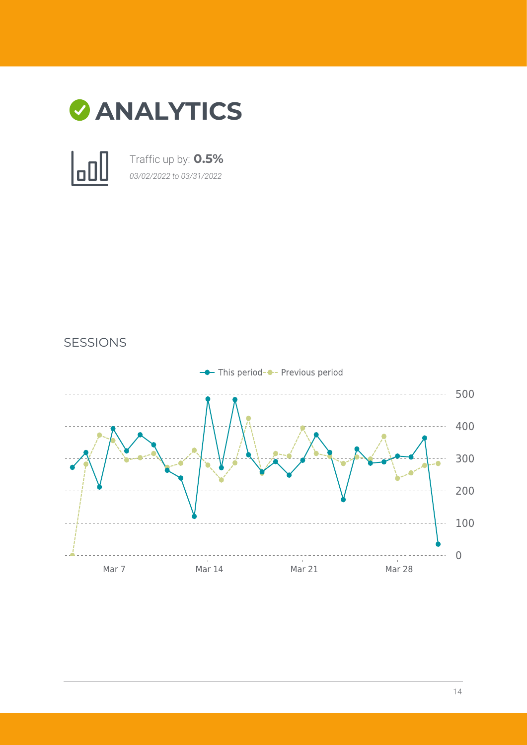# ANALYTICS

Traffic up by: **0.5%**

*03/02/2022 to 03/31/2022*

## SESSIONS

This period · Previous period

500
400
300
200
100
0

Mar 7 · Mar 14 · Mar 21 · Mar 28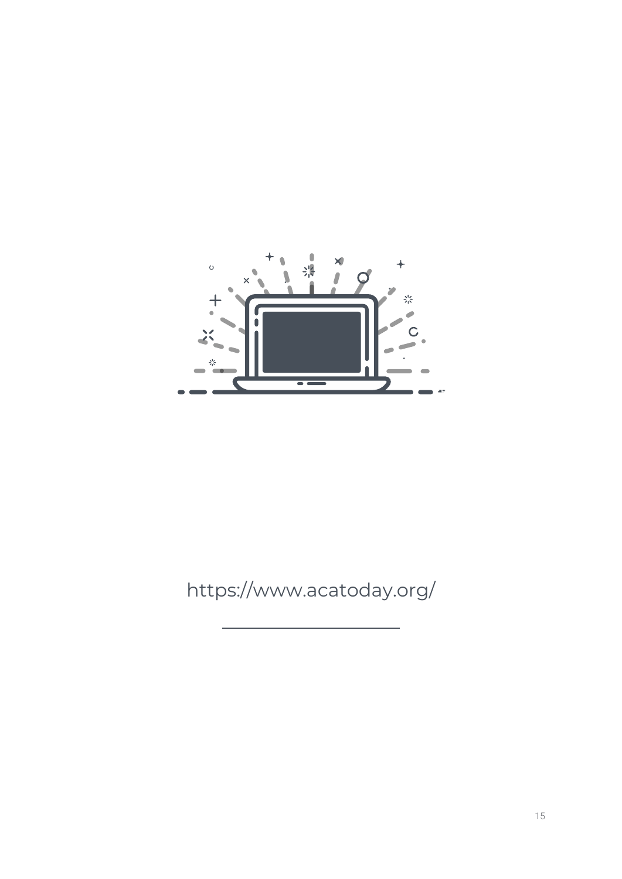https://www.acatoday.org/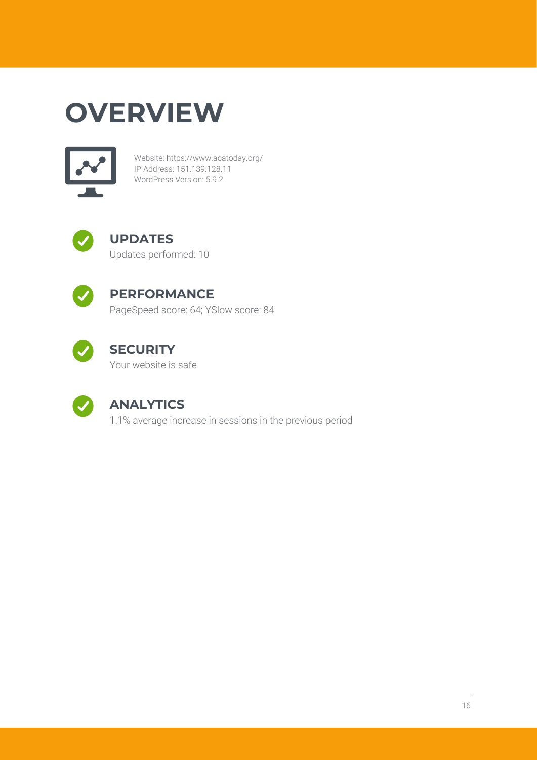# OVERVIEW

Website: https://www.acatoday.org/
IP Address: 151.139.128.11
WordPress Version: 5.9.2

## UPDATES

Updates performed: 10

## PERFORMANCE

PageSpeed score: 64; YSlow score: 84

## SECURITY

Your website is safe

## ANALYTICS

1.1% average increase in sessions in the previous period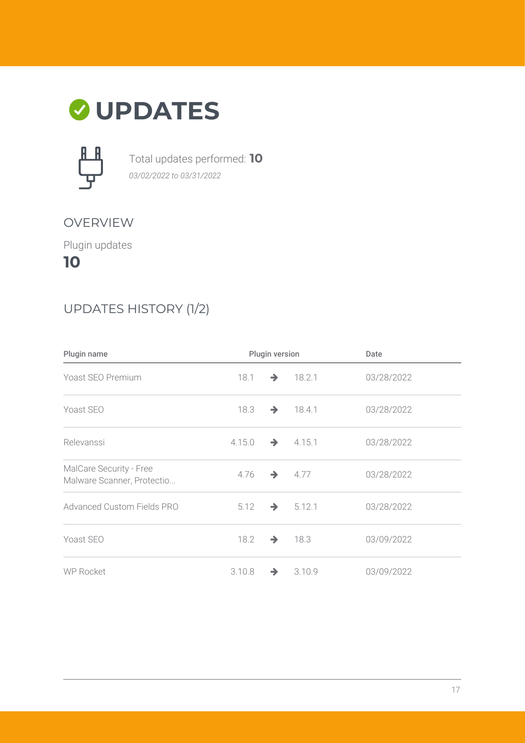# UPDATES

Total updates performed: **10**

*03/02/2022 to 03/31/2022*

## OVERVIEW

Plugin updates

**10**

## UPDATES HISTORY (1/2)

| Plugin name | Plugin version | | | Date |
|---|---|---|---|---|
| Yoast SEO Premium | 18.1 | → | 18.2.1 | 03/28/2022 |
| Yoast SEO | 18.3 | → | 18.4.1 | 03/28/2022 |
| Relevanssi | 4.15.0 | → | 4.15.1 | 03/28/2022 |
| MalCare Security - Free Malware Scanner, Protectio... | 4.76 | → | 4.77 | 03/28/2022 |
| Advanced Custom Fields PRO | 5.12 | → | 5.12.1 | 03/28/2022 |
| Yoast SEO | 18.2 | → | 18.3 | 03/09/2022 |
| WP Rocket | 3.10.8 | → | 3.10.9 | 03/09/2022 |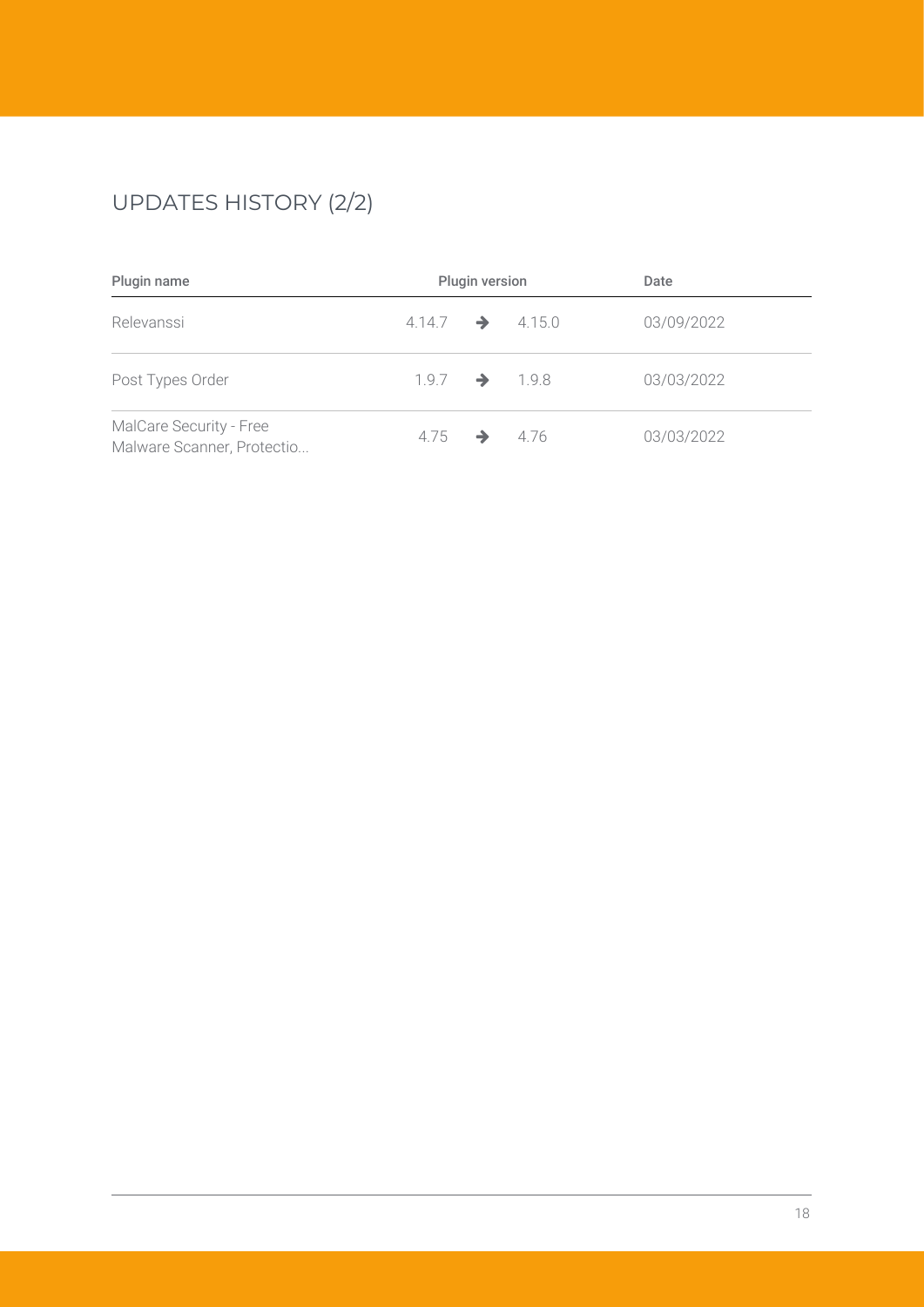# UPDATES HISTORY (2/2)

| Plugin name | Plugin version | | | Date |
|---|---|---|---|---|
| Relevanssi | 4.14.7 | ➔ | 4.15.0 | 03/09/2022 |
| Post Types Order | 1.9.7 | ➔ | 1.9.8 | 03/03/2022 |
| MalCare Security - Free Malware Scanner, Protectio... | 4.75 | ➔ | 4.76 | 03/03/2022 |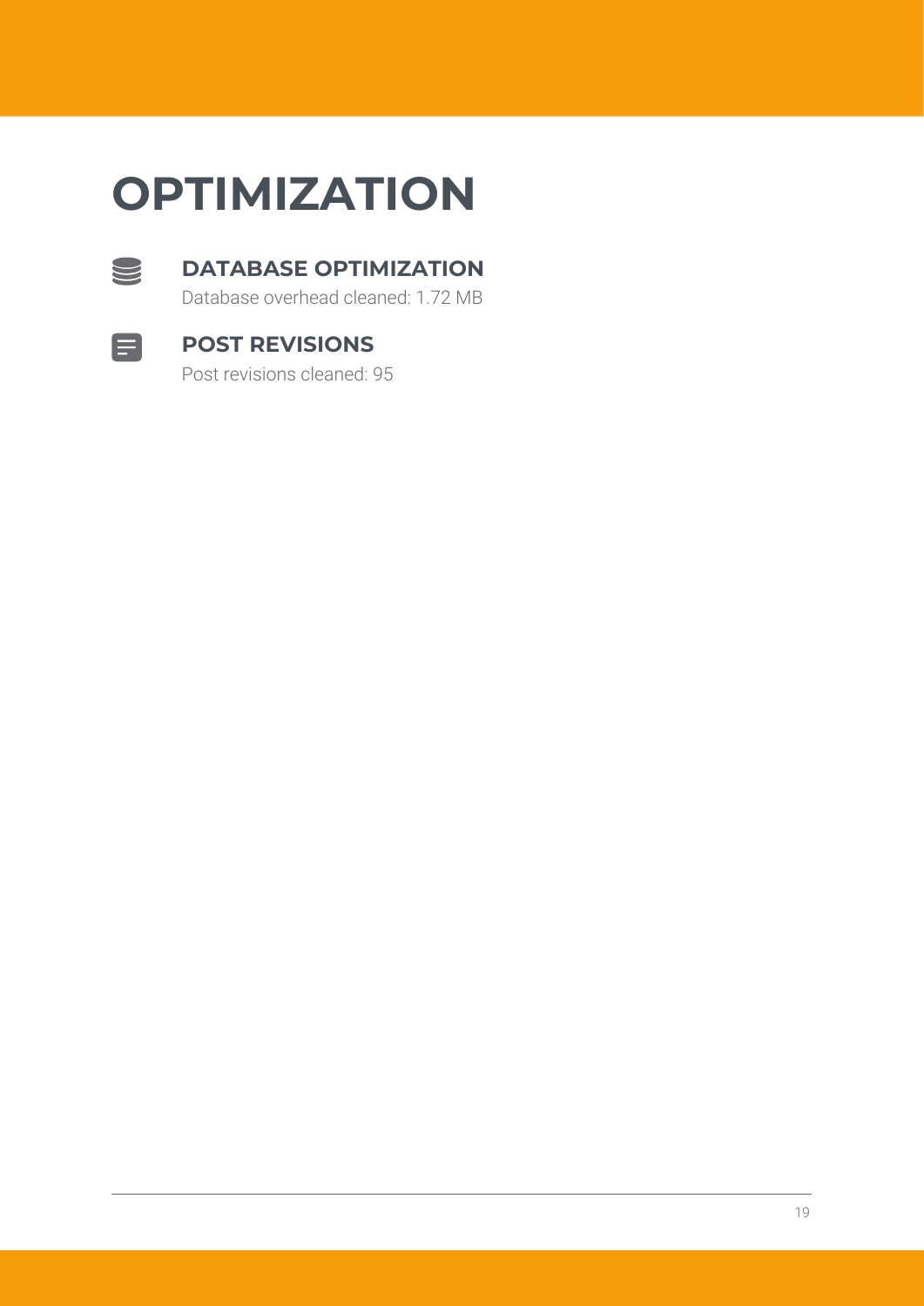# OPTIMIZATION

## DATABASE OPTIMIZATION

Database overhead cleaned: 1.72 MB

## POST REVISIONS

Post revisions cleaned: 95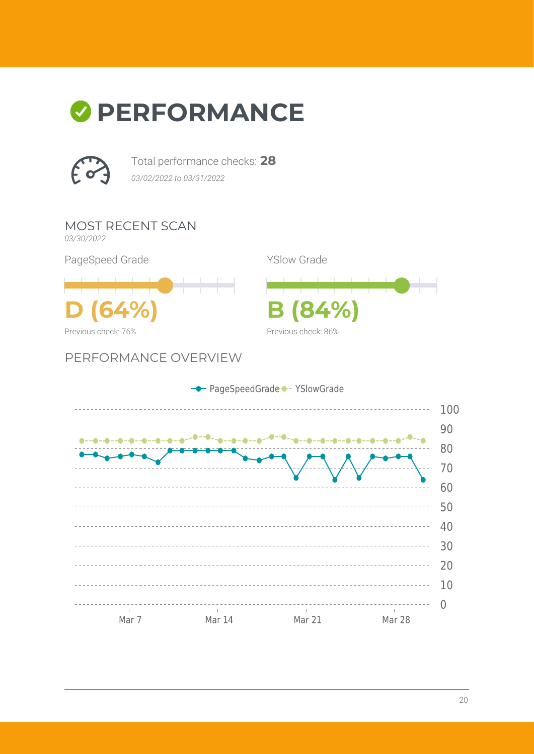# PERFORMANCE

Total performance checks: **28**

*03/02/2022 to 03/31/2022*

## MOST RECENT SCAN

*03/30/2022*

PageSpeed Grade

**D (64%)**

Previous check: 76%

YSlow Grade

**B (84%)**

Previous check: 86%

## PERFORMANCE OVERVIEW

PageSpeedGrade YSlowGrade

100 90 80 70 60 50 40 30 20 10 0

Mar 7 Mar 14 Mar 21 Mar 28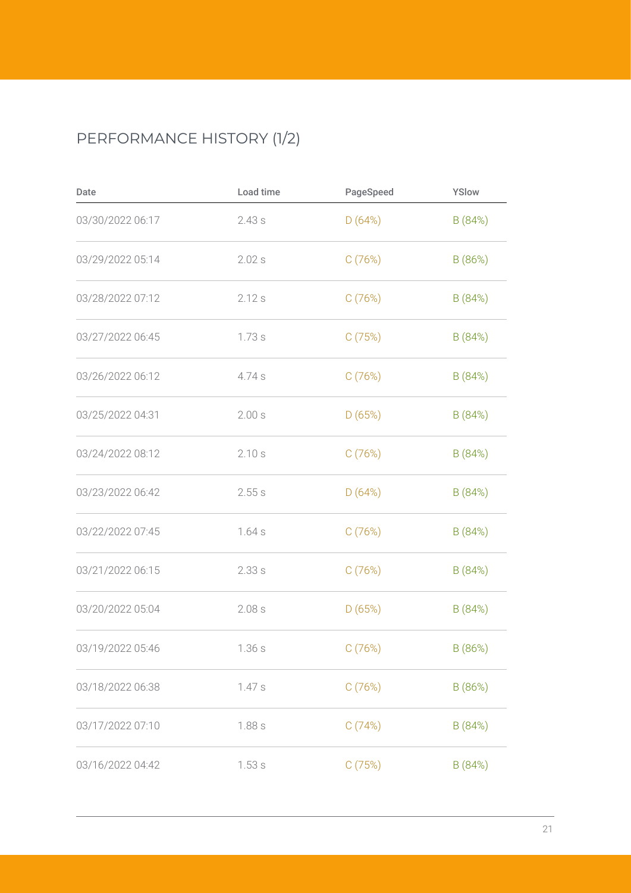## PERFORMANCE HISTORY (1/2)

| Date | Load time | PageSpeed | YSlow |
|---|---|---|---|
| 03/30/2022 06:17 | 2.43 s | D (64%) | B (84%) |
| 03/29/2022 05:14 | 2.02 s | C (76%) | B (86%) |
| 03/28/2022 07:12 | 2.12 s | C (76%) | B (84%) |
| 03/27/2022 06:45 | 1.73 s | C (75%) | B (84%) |
| 03/26/2022 06:12 | 4.74 s | C (76%) | B (84%) |
| 03/25/2022 04:31 | 2.00 s | D (65%) | B (84%) |
| 03/24/2022 08:12 | 2.10 s | C (76%) | B (84%) |
| 03/23/2022 06:42 | 2.55 s | D (64%) | B (84%) |
| 03/22/2022 07:45 | 1.64 s | C (76%) | B (84%) |
| 03/21/2022 06:15 | 2.33 s | C (76%) | B (84%) |
| 03/20/2022 05:04 | 2.08 s | D (65%) | B (84%) |
| 03/19/2022 05:46 | 1.36 s | C (76%) | B (86%) |
| 03/18/2022 06:38 | 1.47 s | C (76%) | B (86%) |
| 03/17/2022 07:10 | 1.88 s | C (74%) | B (84%) |
| 03/16/2022 04:42 | 1.53 s | C (75%) | B (84%) |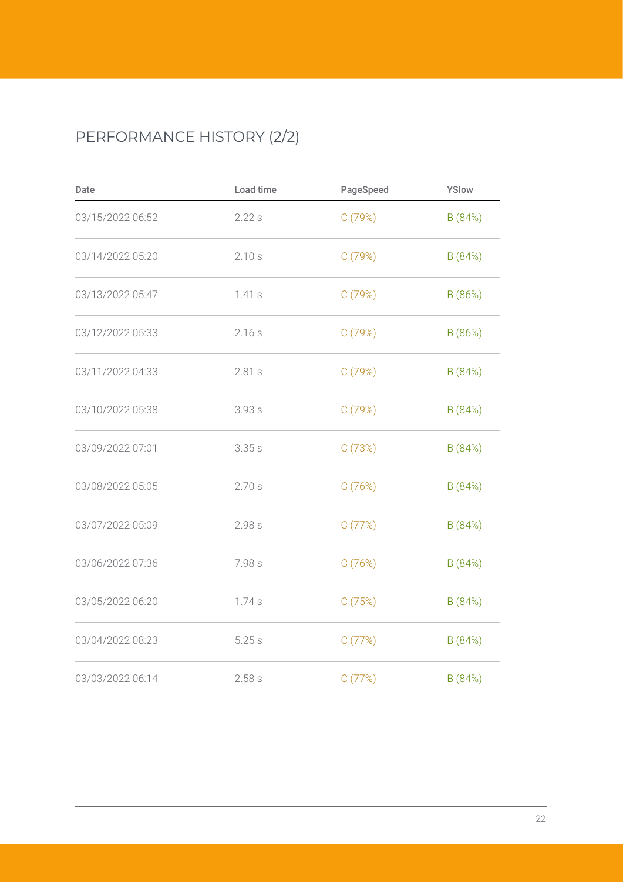## PERFORMANCE HISTORY (2/2)

| Date | Load time | PageSpeed | YSlow |
|---|---|---|---|
| 03/15/2022 06:52 | 2.22 s | C (79%) | B (84%) |
| 03/14/2022 05:20 | 2.10 s | C (79%) | B (84%) |
| 03/13/2022 05:47 | 1.41 s | C (79%) | B (86%) |
| 03/12/2022 05:33 | 2.16 s | C (79%) | B (86%) |
| 03/11/2022 04:33 | 2.81 s | C (79%) | B (84%) |
| 03/10/2022 05:38 | 3.93 s | C (79%) | B (84%) |
| 03/09/2022 07:01 | 3.35 s | C (73%) | B (84%) |
| 03/08/2022 05:05 | 2.70 s | C (76%) | B (84%) |
| 03/07/2022 05:09 | 2.98 s | C (77%) | B (84%) |
| 03/06/2022 07:36 | 7.98 s | C (76%) | B (84%) |
| 03/05/2022 06:20 | 1.74 s | C (75%) | B (84%) |
| 03/04/2022 08:23 | 5.25 s | C (77%) | B (84%) |
| 03/03/2022 06:14 | 2.58 s | C (77%) | B (84%) |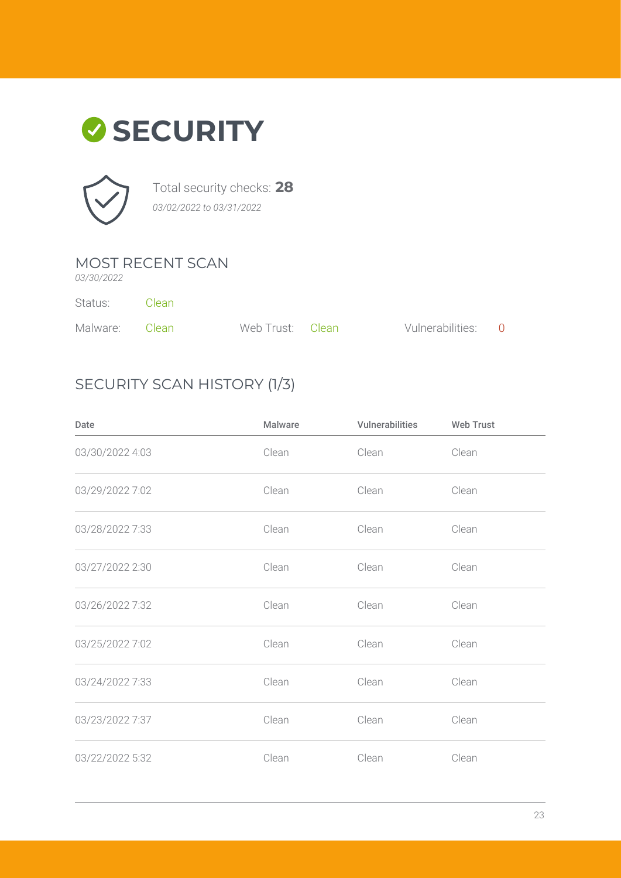# SECURITY

Total security checks: **28**

*03/02/2022 to 03/31/2022*

## MOST RECENT SCAN

*03/30/2022*

Status: Clean

Malware: Clean

Web Trust: Clean

Vulnerabilities: 0

## SECURITY SCAN HISTORY (1/3)

| Date | Malware | Vulnerabilities | Web Trust |
| --- | --- | --- | --- |
| 03/30/2022 4:03 | Clean | Clean | Clean |
| 03/29/2022 7:02 | Clean | Clean | Clean |
| 03/28/2022 7:33 | Clean | Clean | Clean |
| 03/27/2022 2:30 | Clean | Clean | Clean |
| 03/26/2022 7:32 | Clean | Clean | Clean |
| 03/25/2022 7:02 | Clean | Clean | Clean |
| 03/24/2022 7:33 | Clean | Clean | Clean |
| 03/23/2022 7:37 | Clean | Clean | Clean |
| 03/22/2022 5:32 | Clean | Clean | Clean |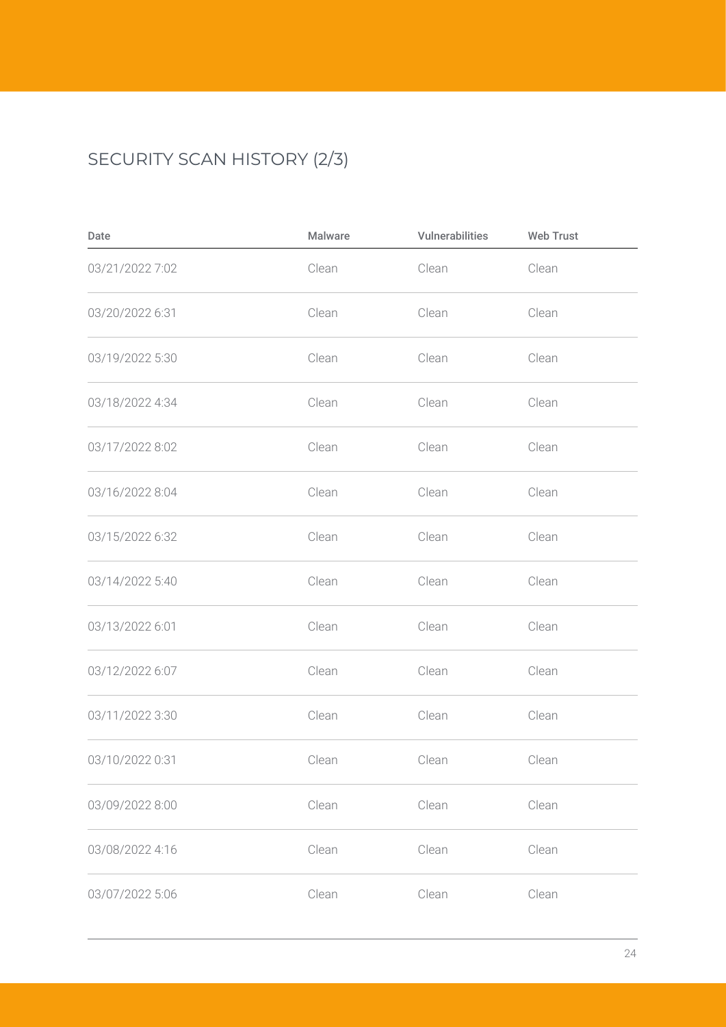## SECURITY SCAN HISTORY (2/3)

| Date | Malware | Vulnerabilities | Web Trust |
|---|---|---|---|
| 03/21/2022 7:02 | Clean | Clean | Clean |
| 03/20/2022 6:31 | Clean | Clean | Clean |
| 03/19/2022 5:30 | Clean | Clean | Clean |
| 03/18/2022 4:34 | Clean | Clean | Clean |
| 03/17/2022 8:02 | Clean | Clean | Clean |
| 03/16/2022 8:04 | Clean | Clean | Clean |
| 03/15/2022 6:32 | Clean | Clean | Clean |
| 03/14/2022 5:40 | Clean | Clean | Clean |
| 03/13/2022 6:01 | Clean | Clean | Clean |
| 03/12/2022 6:07 | Clean | Clean | Clean |
| 03/11/2022 3:30 | Clean | Clean | Clean |
| 03/10/2022 0:31 | Clean | Clean | Clean |
| 03/09/2022 8:00 | Clean | Clean | Clean |
| 03/08/2022 4:16 | Clean | Clean | Clean |
| 03/07/2022 5:06 | Clean | Clean | Clean |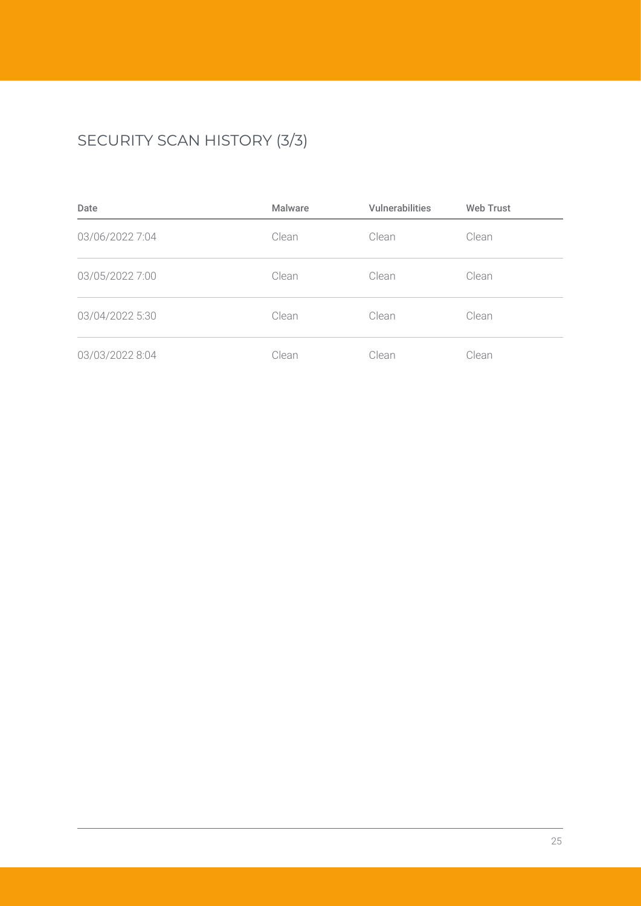## SECURITY SCAN HISTORY (3/3)

| Date | Malware | Vulnerabilities | Web Trust |
| --- | --- | --- | --- |
| 03/06/2022 7:04 | Clean | Clean | Clean |
| 03/05/2022 7:00 | Clean | Clean | Clean |
| 03/04/2022 5:30 | Clean | Clean | Clean |
| 03/03/2022 8:04 | Clean | Clean | Clean |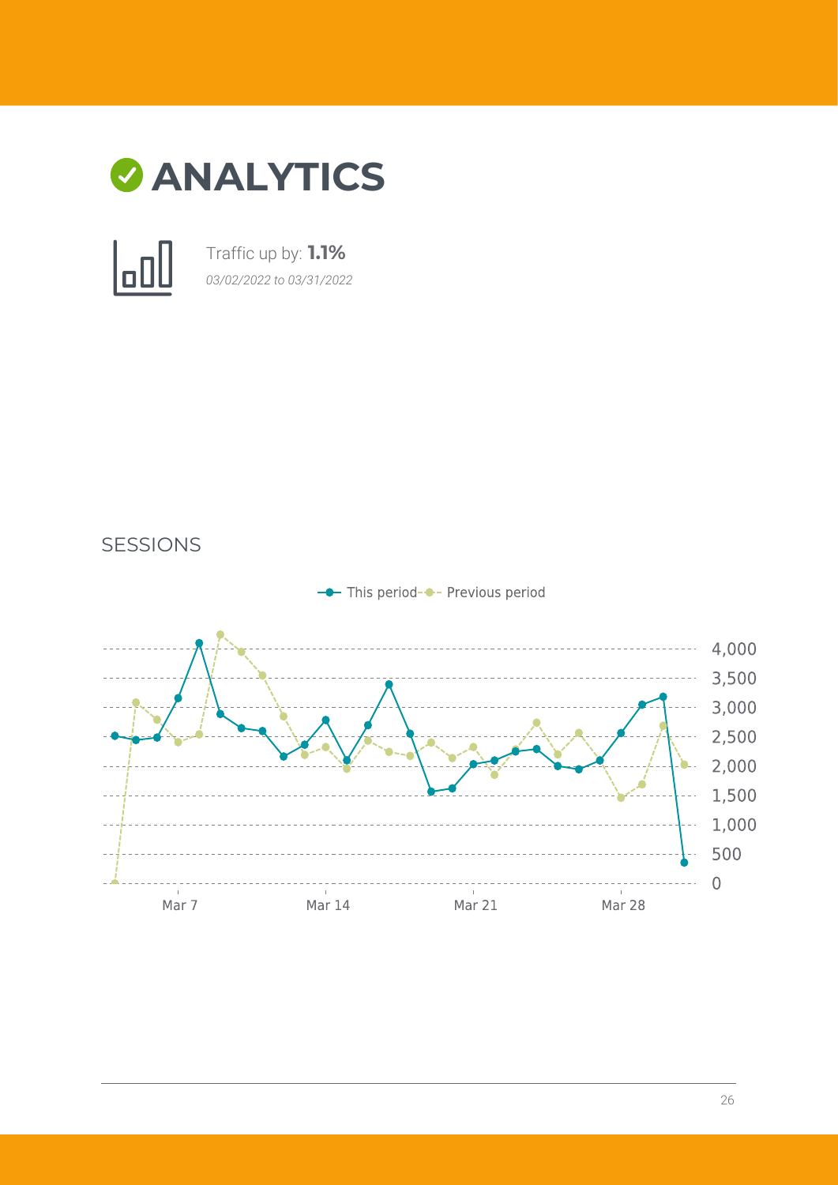# ANALYTICS

Traffic up by: **1.1%**

*03/02/2022 to 03/31/2022*

SESSIONS

This period — Previous period

4,000
3,500
3,000
2,500
2,000
1,500
1,000
500
0

Mar 7 Mar 14 Mar 21 Mar 28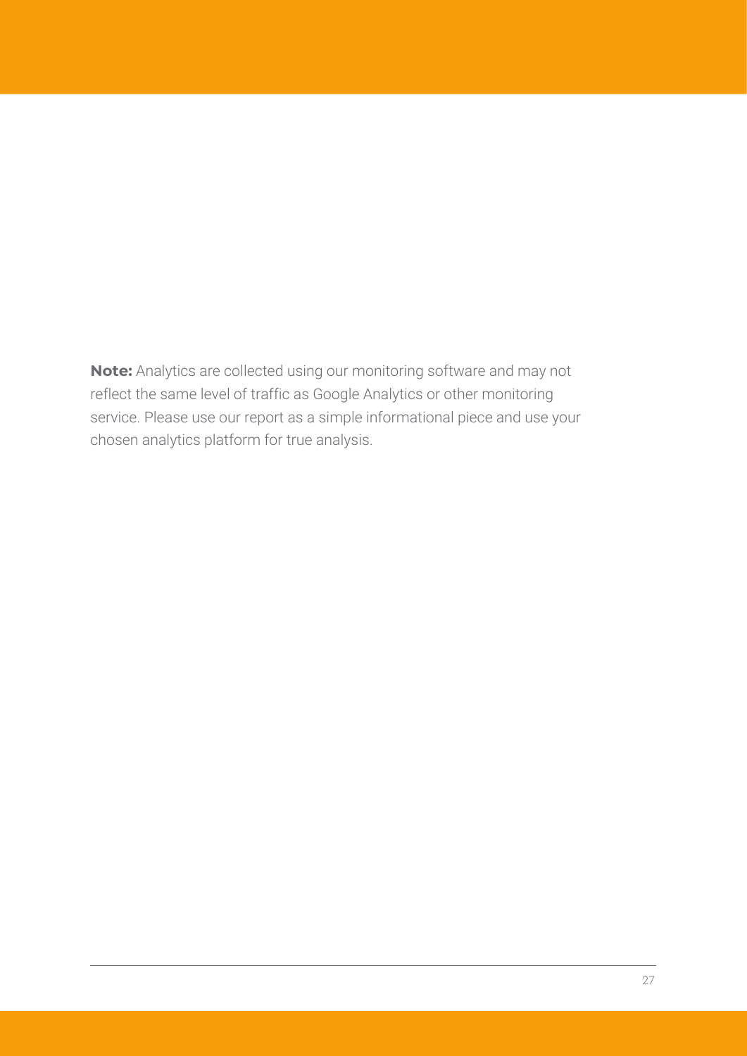**Note:** Analytics are collected using our monitoring software and may not reflect the same level of traffic as Google Analytics or other monitoring service. Please use our report as a simple informational piece and use your chosen analytics platform for true analysis.